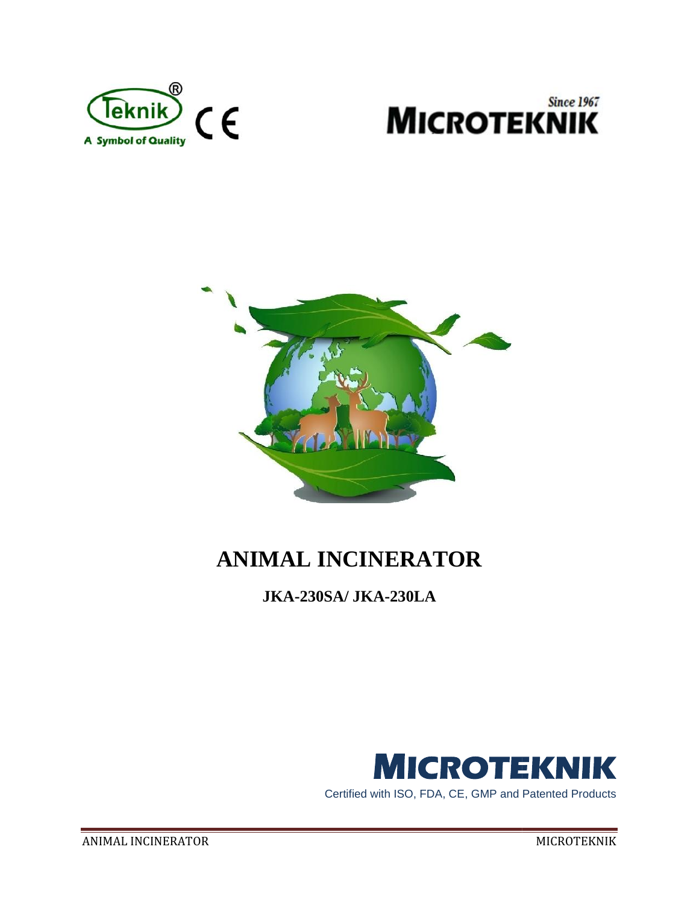Teknik®

A Symbol of Quality

CE

Since 1967

MICROTEKNIK

# ANIMAL INCINERATOR

## JKA-230SA/ JKA-230LA

MICROTEKNIK

Certified with ISO, FDA, CE, GMP and Patented Products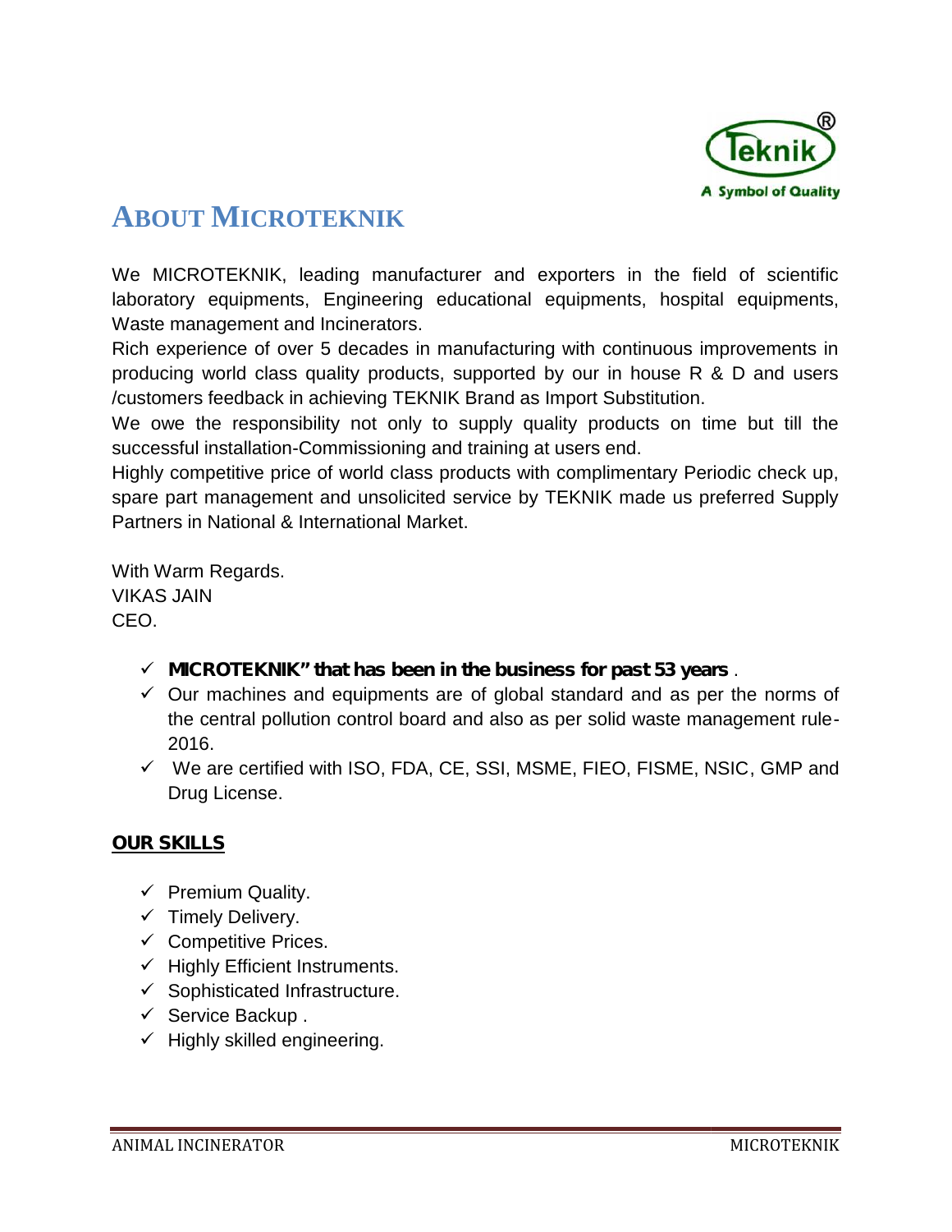# ABOUT MICROTEKNIK

We MICROTEKNIK, leading manufacturer and exporters in the field of scientific laboratory equipments, Engineering educational equipments, hospital equipments, Waste management and Incinerators.

Rich experience of over 5 decades in manufacturing with continuous improvements in producing world class quality products, supported by our in house R & D and users /customers feedback in achieving TEKNIK Brand as Import Substitution.

We owe the responsibility not only to supply quality products on time but till the successful installation-Commissioning and training at users end.

Highly competitive price of world class products with complimentary Periodic check up, spare part management and unsolicited service by TEKNIK made us preferred Supply Partners in National & International Market.

With Warm Regards.
VIKAS JAIN
CEO.

- ✓ **MICROTEKNIK" that has been in the business for past 53 years** .
- ✓ Our machines and equipments are of global standard and as per the norms of the central pollution control board and also as per solid waste management rule-2016.
- ✓ We are certified with ISO, FDA, CE, SSI, MSME, FIEO, FISME, NSIC, GMP and Drug License.

**OUR SKILLS**

- ✓ Premium Quality.
- ✓ Timely Delivery.
- ✓ Competitive Prices.
- ✓ Highly Efficient Instruments.
- ✓ Sophisticated Infrastructure.
- ✓ Service Backup .
- ✓ Highly skilled engineering.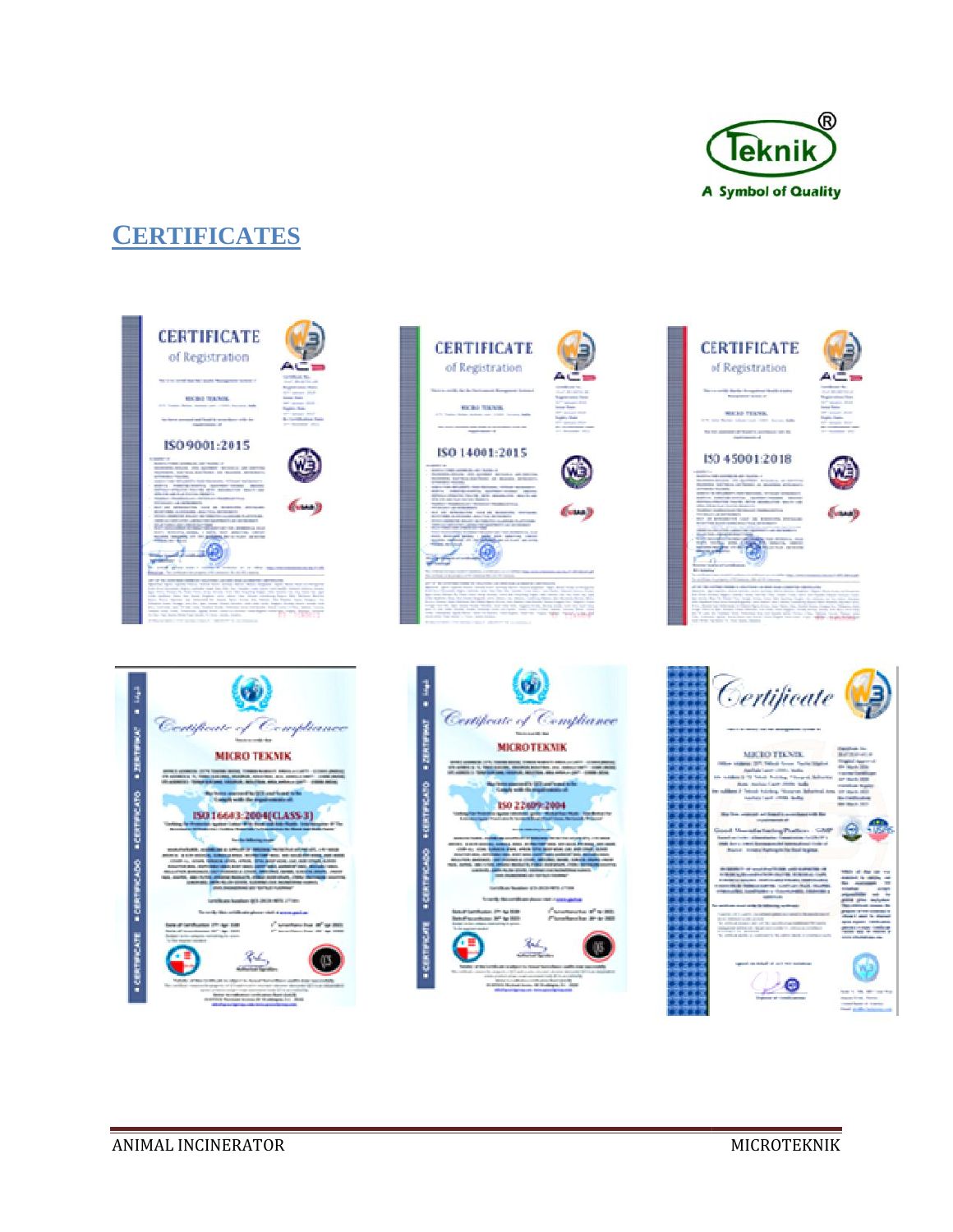# CERTIFICATES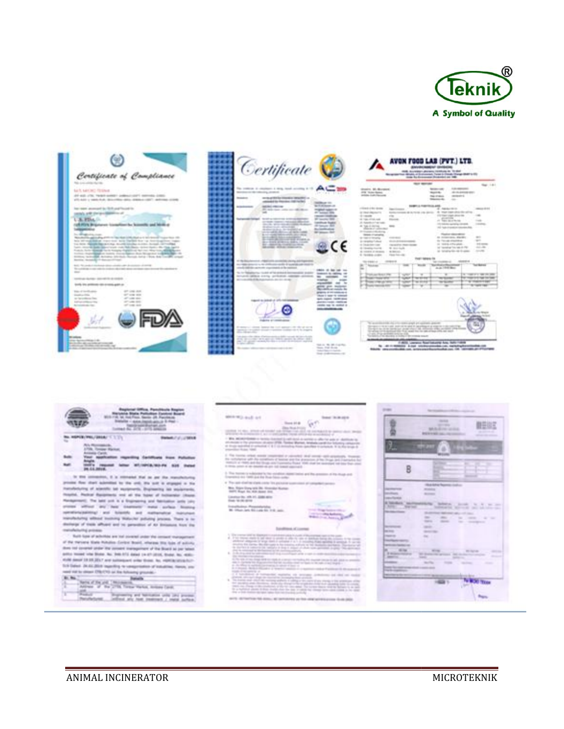Teknik®

A Symbol of Quality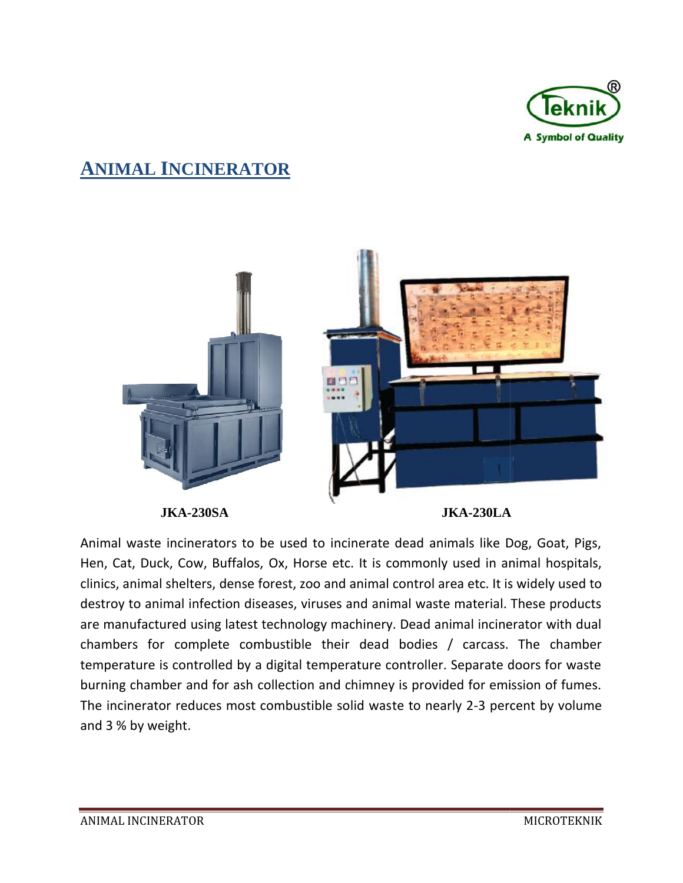# ANIMAL INCINERATOR

**JKA-230SA** **JKA-230LA**

Animal waste incinerators to be used to incinerate dead animals like Dog, Goat, Pigs, Hen, Cat, Duck, Cow, Buffalos, Ox, Horse etc. It is commonly used in animal hospitals, clinics, animal shelters, dense forest, zoo and animal control area etc. It is widely used to destroy to animal infection diseases, viruses and animal waste material. These products are manufactured using latest technology machinery. Dead animal incinerator with dual chambers for complete combustible their dead bodies / carcass. The chamber temperature is controlled by a digital temperature controller. Separate doors for waste burning chamber and for ash collection and chimney is provided for emission of fumes. The incinerator reduces most combustible solid waste to nearly 2-3 percent by volume and 3 % by weight.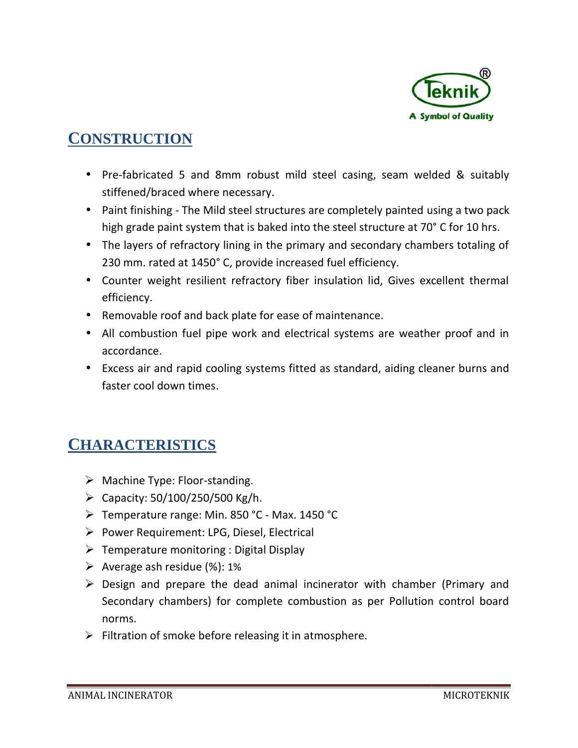## CONSTRUCTION

- Pre-fabricated 5 and 8mm robust mild steel casing, seam welded & suitably stiffened/braced where necessary.
- Paint finishing - The Mild steel structures are completely painted using a two pack high grade paint system that is baked into the steel structure at 70° C for 10 hrs.
- The layers of refractory lining in the primary and secondary chambers totaling of 230 mm. rated at 1450° C, provide increased fuel efficiency.
- Counter weight resilient refractory fiber insulation lid, Gives excellent thermal efficiency.
- Removable roof and back plate for ease of maintenance.
- All combustion fuel pipe work and electrical systems are weather proof and in accordance.
- Excess air and rapid cooling systems fitted as standard, aiding cleaner burns and faster cool down times.

## CHARACTERISTICS

- Machine Type: Floor-standing.
- Capacity: 50/100/250/500 Kg/h.
- Temperature range: Min. 850 °C - Max. 1450 °C
- Power Requirement: LPG, Diesel, Electrical
- Temperature monitoring : Digital Display
- Average ash residue (%): 1%
- Design and prepare the dead animal incinerator with chamber (Primary and Secondary chambers) for complete combustion as per Pollution control board norms.
- Filtration of smoke before releasing it in atmosphere.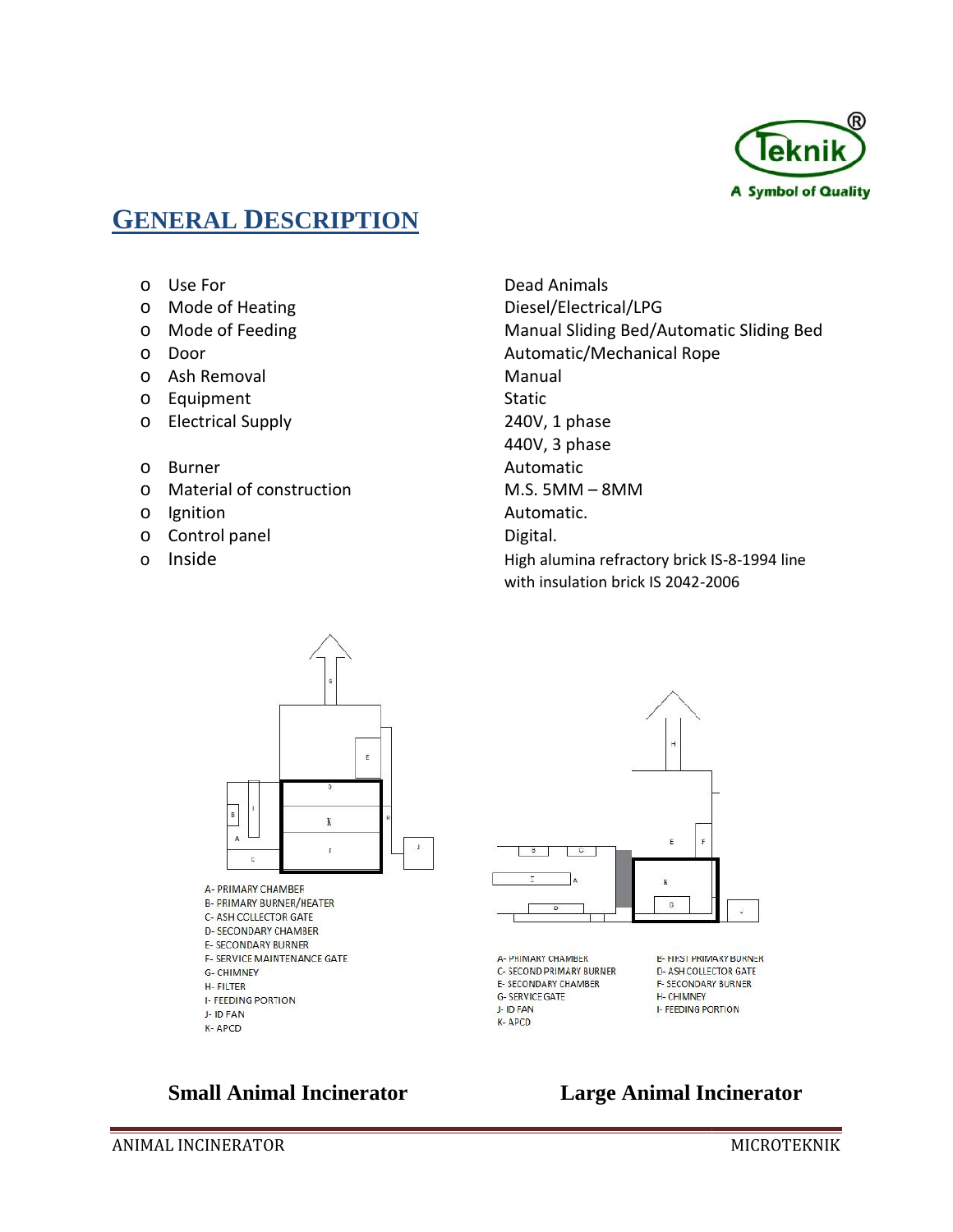## GENERAL DESCRIPTION

| | |
|---|---|
| Use For | Dead Animals |
| Mode of Heating | Diesel/Electrical/LPG |
| Mode of Feeding | Manual Sliding Bed/Automatic Sliding Bed |
| Door | Automatic/Mechanical Rope |
| Ash Removal | Manual |
| Equipment | Static |
| Electrical Supply | 240V, 1 phase<br>440V, 3 phase |
| Burner | Automatic |
| Material of construction | M.S. 5MM – 8MM |
| Ignition | Automatic. |
| Control panel | Digital. |
| Inside | High alumina refractory brick IS-8-1994 line with insulation brick IS 2042-2006 |

A- PRIMARY CHAMBER
B- PRIMARY BURNER/HEATER
C- ASH COLLECTOR GATE
D- SECONDARY CHAMBER
E- SECONDARY BURNER
F- SERVICE MAINTENANCE GATE
G- CHIMNEY
H- FILTER
I- FEEDING PORTION
J- ID FAN
K- APCD

**Small Animal Incinerator**

A- PRIMARY CHAMBER
B- FIRST PRIMARY BURNER
C- SECOND PRIMARY BURNER
D- ASH COLLECTOR GATE
E- SECONDARY CHAMBER
F- SECONDARY BURNER
G- SERVICE GATE
H- CHIMNEY
J- ID FAN
I- FEEDING PORTION
K- APCD

**Large Animal Incinerator**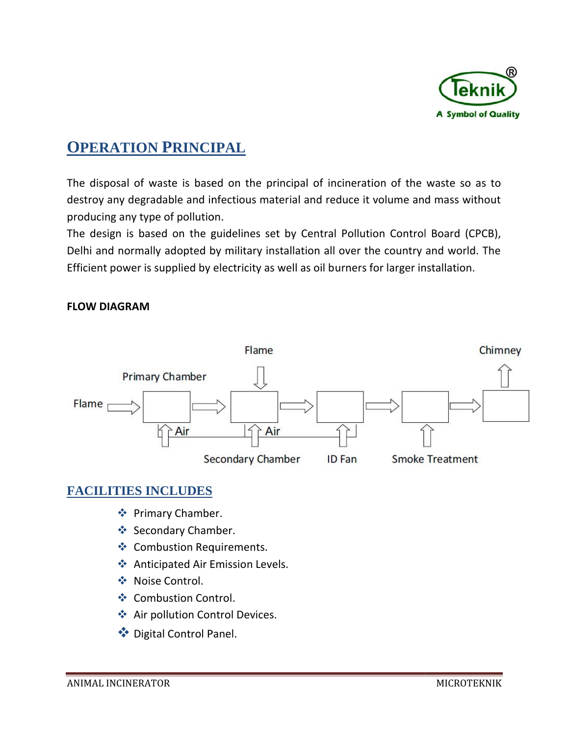## OPERATION PRINCIPAL

The disposal of waste is based on the principal of incineration of the waste so as to destroy any degradable and infectious material and reduce it volume and mass without producing any type of pollution.

The design is based on the guidelines set by Central Pollution Control Board (CPCB), Delhi and normally adopted by military installation all over the country and world. The Efficient power is supplied by electricity as well as oil burners for larger installation.

**FLOW DIAGRAM**

Flame → Primary Chamber → Secondary Chamber (Flame) → ID Fan → Smoke Treatment → Chimney

Air → Primary Chamber; Air → Secondary Chamber

## FACILITIES INCLUDES

- Primary Chamber.
- Secondary Chamber.
- Combustion Requirements.
- Anticipated Air Emission Levels.
- Noise Control.
- Combustion Control.
- Air pollution Control Devices.
- Digital Control Panel.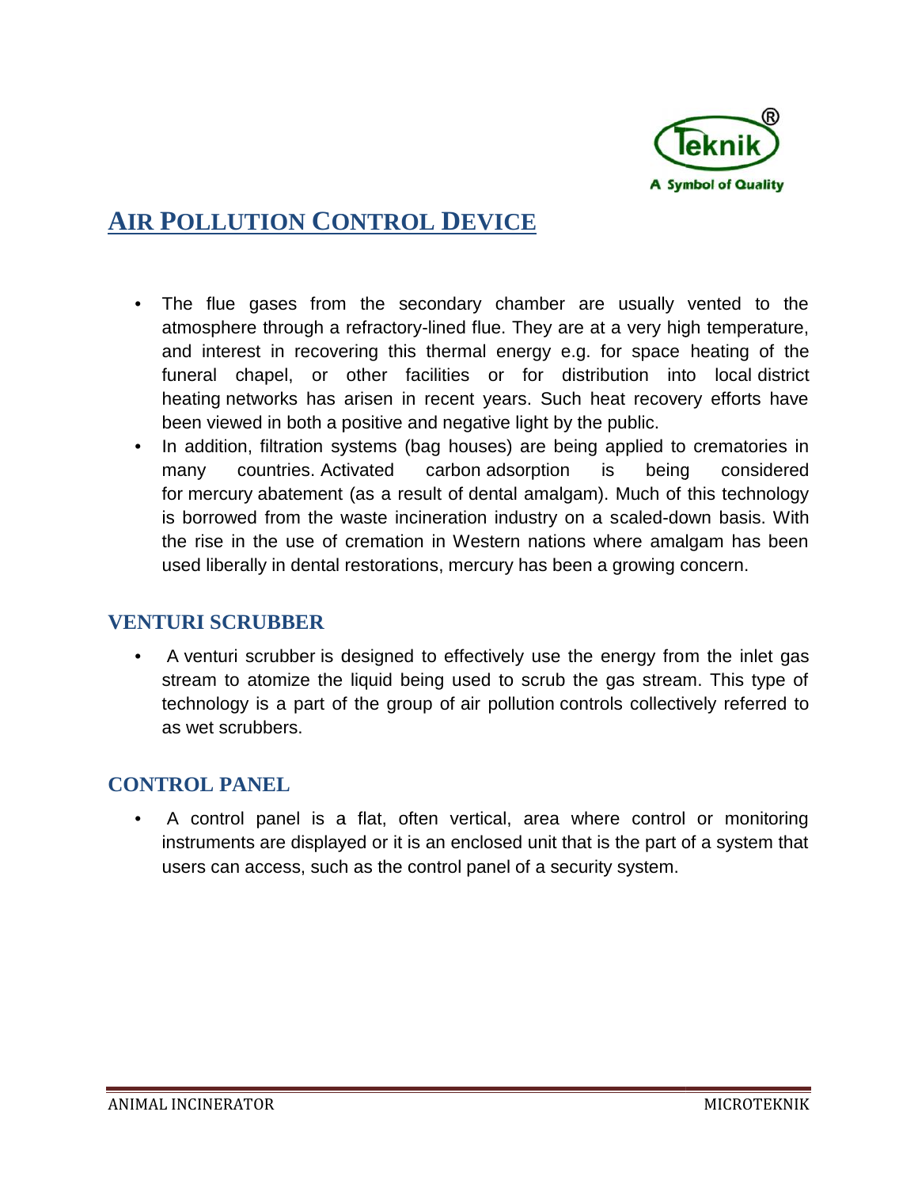## AIR POLLUTION CONTROL DEVICE

- The flue gases from the secondary chamber are usually vented to the atmosphere through a refractory-lined flue. They are at a very high temperature, and interest in recovering this thermal energy e.g. for space heating of the funeral chapel, or other facilities or for distribution into local district heating networks has arisen in recent years. Such heat recovery efforts have been viewed in both a positive and negative light by the public.
- In addition, filtration systems (bag houses) are being applied to crematories in many countries. Activated carbon adsorption is being considered for mercury abatement (as a result of dental amalgam). Much of this technology is borrowed from the waste incineration industry on a scaled-down basis. With the rise in the use of cremation in Western nations where amalgam has been used liberally in dental restorations, mercury has been a growing concern.

### VENTURI SCRUBBER

- A venturi scrubber is designed to effectively use the energy from the inlet gas stream to atomize the liquid being used to scrub the gas stream. This type of technology is a part of the group of air pollution controls collectively referred to as wet scrubbers.

### CONTROL PANEL

- A control panel is a flat, often vertical, area where control or monitoring instruments are displayed or it is an enclosed unit that is the part of a system that users can access, such as the control panel of a security system.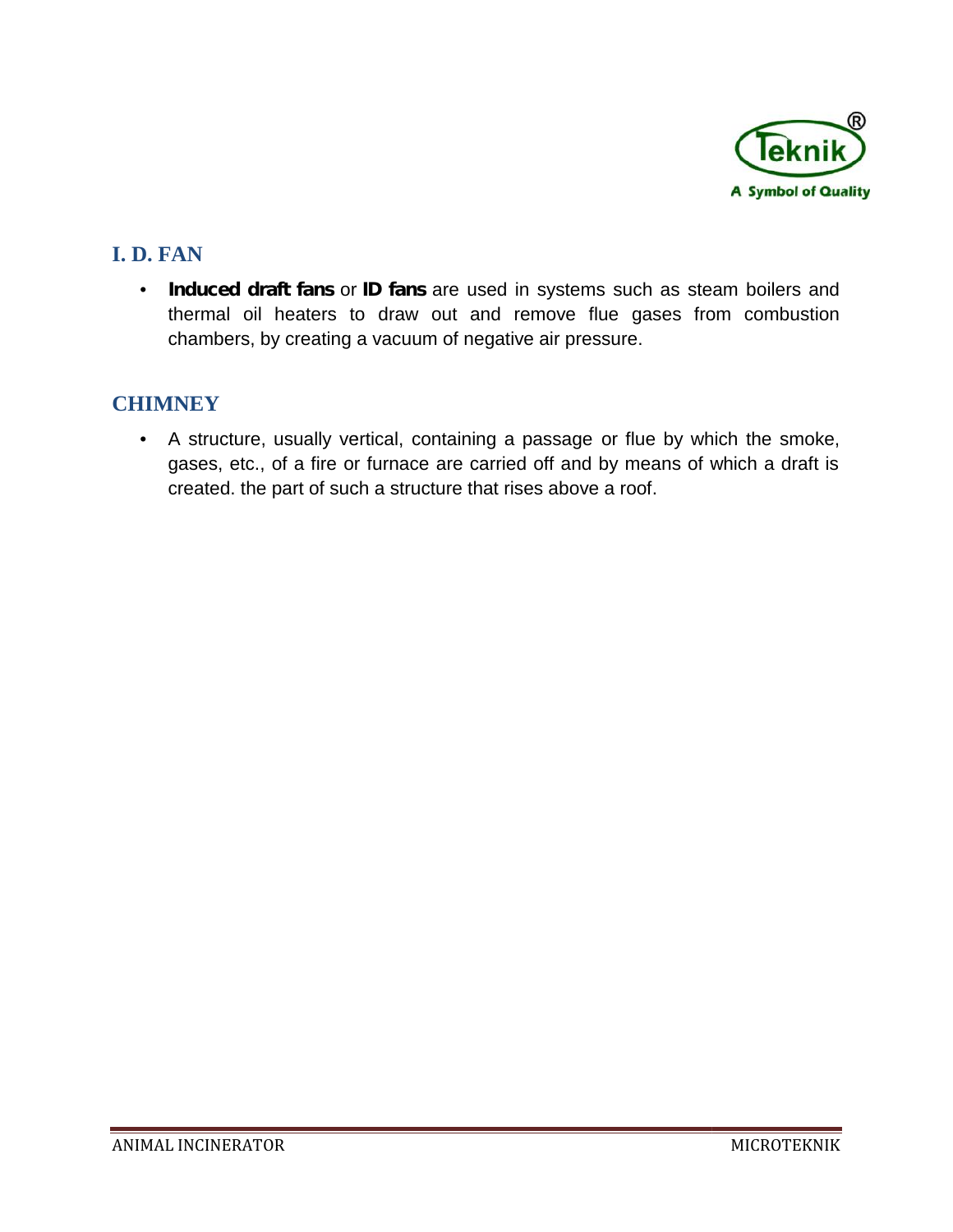## I. D. FAN

- **Induced draft fans** or **ID fans** are used in systems such as steam boilers and thermal oil heaters to draw out and remove flue gases from combustion chambers, by creating a vacuum of negative air pressure.

## CHIMNEY

- A structure, usually vertical, containing a passage or flue by which the smoke, gases, etc., of a fire or furnace are carried off and by means of which a draft is created. the part of such a structure that rises above a roof.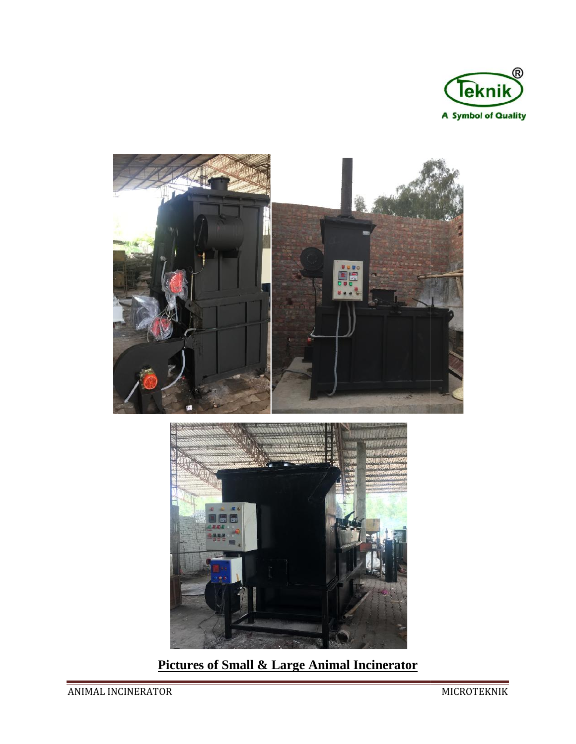**Pictures of Small & Large Animal Incinerator**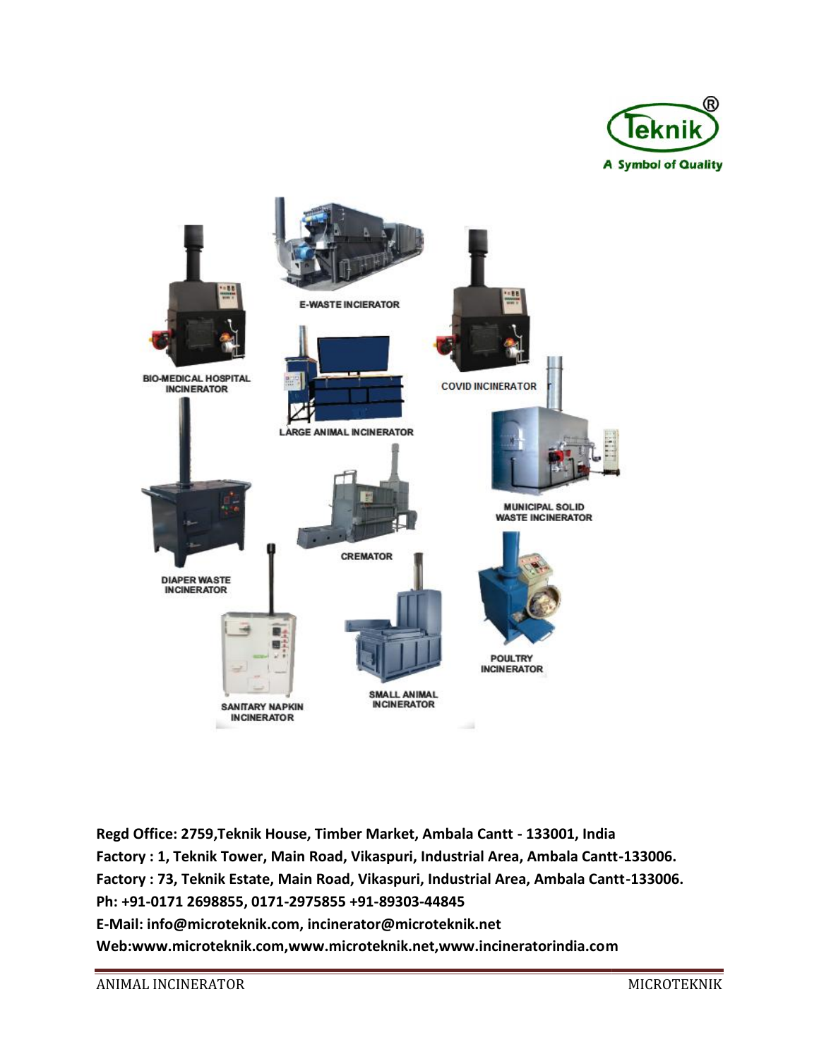Teknik®

A Symbol of Quality

E-WASTE INCIERATOR

BIO-MEDICAL HOSPITAL INCINERATOR

COVID INCINERATOR

LARGE ANIMAL INCINERATOR

MUNICIPAL SOLID WASTE INCINERATOR

CREMATOR

DIAPER WASTE INCINERATOR

POULTRY INCINERATOR

SMALL ANIMAL INCINERATOR

SANITARY NAPKIN INCINERATOR

**Regd Office: 2759,Teknik House, Timber Market, Ambala Cantt - 133001, India**
**Factory : 1, Teknik Tower, Main Road, Vikaspuri, Industrial Area, Ambala Cantt-133006.**
**Factory : 73, Teknik Estate, Main Road, Vikaspuri, Industrial Area, Ambala Cantt-133006.**
**Ph: +91-0171 2698855, 0171-2975855 +91-89303-44845**
**E-Mail: info@microteknik.com, incinerator@microteknik.net**
**Web:www.microteknik.com,www.microteknik.net,www.incineratorindia.com**